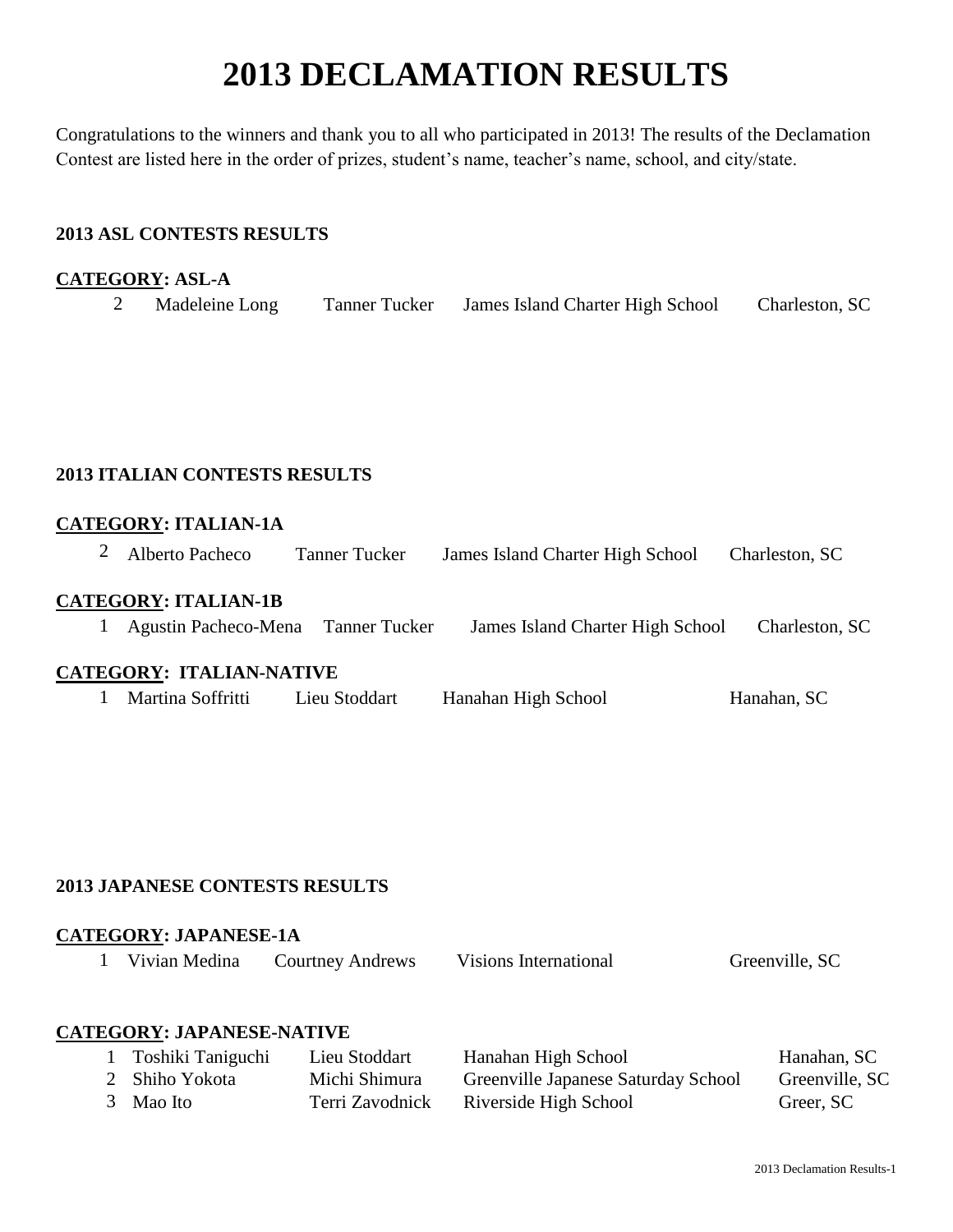# 2013 DECLAMATION RESULTS

Congratulations to the winners and thank you to all who participated in 2013! The results of the Declamation Contest are listed here in the order of prizes, student's name, teacher's name, school, and city/state.

### 2013 ASL CONTESTS RESULTS

**CATEGORY: ASL-A**

| | | | | |
|---|---|---|---|---|
| 2 | Madeleine Long | Tanner Tucker | James Island Charter High School | Charleston, SC |

### 2013 ITALIAN CONTESTS RESULTS

**CATEGORY: ITALIAN-1A**

| | | | | |
|---|---|---|---|---|
| 2 | Alberto Pacheco | Tanner Tucker | James Island Charter High School | Charleston, SC |

**CATEGORY: ITALIAN-1B**

| | | | | |
|---|---|---|---|---|
| 1 | Agustin Pacheco-Mena | Tanner Tucker | James Island Charter High School | Charleston, SC |

**CATEGORY: ITALIAN-NATIVE**

| | | | | |
|---|---|---|---|---|
| 1 | Martina Soffritti | Lieu Stoddart | Hanahan High School | Hanahan, SC |

### 2013 JAPANESE CONTESTS RESULTS

**CATEGORY: JAPANESE-1A**

| | | | | |
|---|---|---|---|---|
| 1 | Vivian Medina | Courtney Andrews | Visions International | Greenville, SC |

**CATEGORY: JAPANESE-NATIVE**

| | | | | |
|---|---|---|---|---|
| 1 | Toshiki Taniguchi | Lieu Stoddart | Hanahan High School | Hanahan, SC |
| 2 | Shiho Yokota | Michi Shimura | Greenville Japanese Saturday School | Greenville, SC |
| 3 | Mao Ito | Terri Zavodnick | Riverside High School | Greer, SC |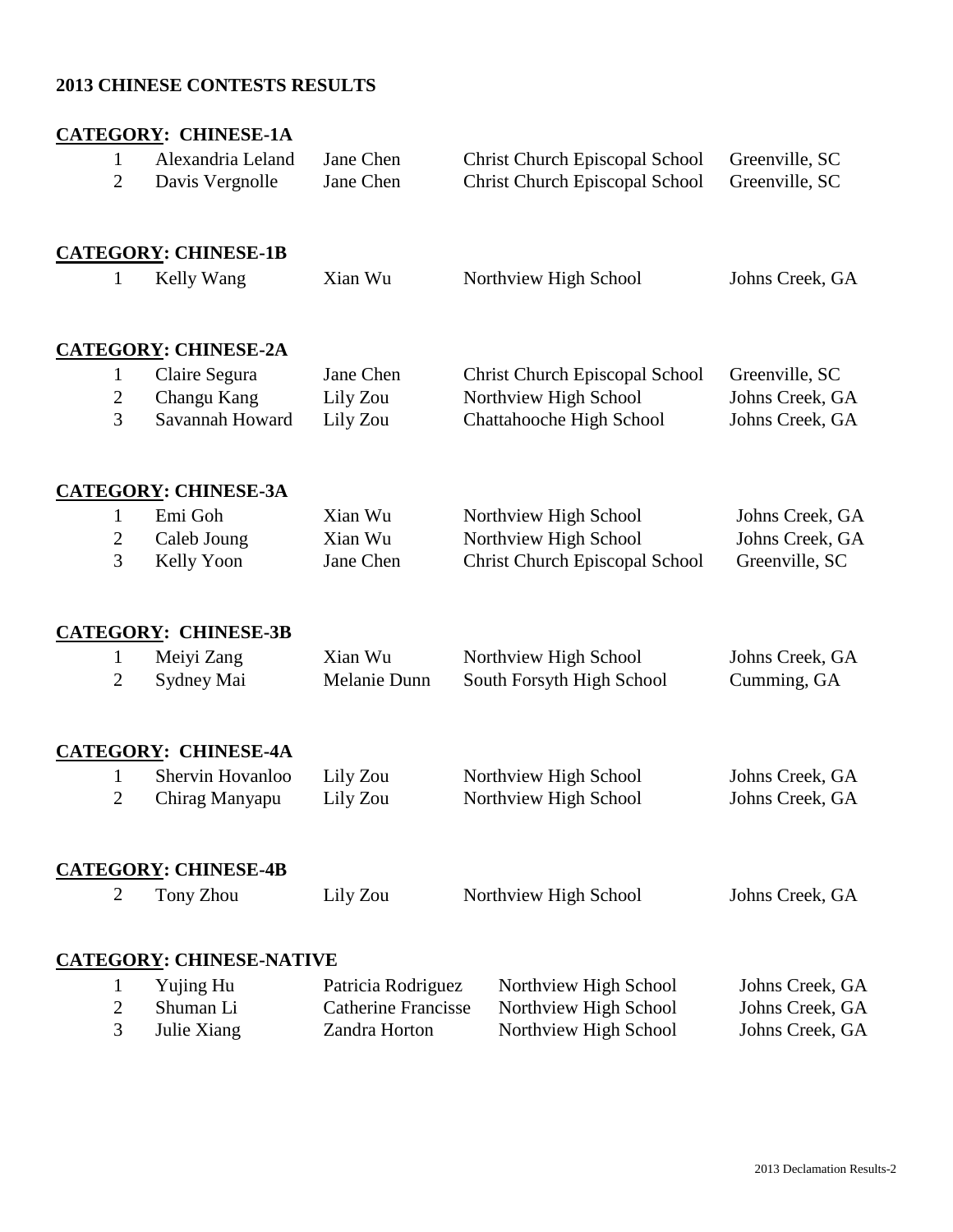**2013 CHINESE CONTESTS RESULTS**

**<u>CATEGORY</u>: CHINESE-1A**

| | | | | |
|---|---|---|---|---|
| 1 | Alexandria Leland | Jane Chen | Christ Church Episcopal School | Greenville, SC |
| 2 | Davis Vergnolle | Jane Chen | Christ Church Episcopal School | Greenville, SC |

**<u>CATEGORY</u>: CHINESE-1B**

| | | | | |
|---|---|---|---|---|
| 1 | Kelly Wang | Xian Wu | Northview High School | Johns Creek, GA |

**<u>CATEGORY</u>: CHINESE-2A**

| | | | | |
|---|---|---|---|---|
| 1 | Claire Segura | Jane Chen | Christ Church Episcopal School | Greenville, SC |
| 2 | Changu Kang | Lily Zou | Northview High School | Johns Creek, GA |
| 3 | Savannah Howard | Lily Zou | Chattahooche High School | Johns Creek, GA |

**<u>CATEGORY</u>: CHINESE-3A**

| | | | | |
|---|---|---|---|---|
| 1 | Emi Goh | Xian Wu | Northview High School | Johns Creek, GA |
| 2 | Caleb Joung | Xian Wu | Northview High School | Johns Creek, GA |
| 3 | Kelly Yoon | Jane Chen | Christ Church Episcopal School | Greenville, SC |

**<u>CATEGORY</u>: CHINESE-3B**

| | | | | |
|---|---|---|---|---|
| 1 | Meiyi Zang | Xian Wu | Northview High School | Johns Creek, GA |
| 2 | Sydney Mai | Melanie Dunn | South Forsyth High School | Cumming, GA |

**<u>CATEGORY</u>: CHINESE-4A**

| | | | | |
|---|---|---|---|---|
| 1 | Shervin Hovanloo | Lily Zou | Northview High School | Johns Creek, GA |
| 2 | Chirag Manyapu | Lily Zou | Northview High School | Johns Creek, GA |

**<u>CATEGORY</u>: CHINESE-4B**

| | | | | |
|---|---|---|---|---|
| 2 | Tony Zhou | Lily Zou | Northview High School | Johns Creek, GA |

**<u>CATEGORY</u>: CHINESE-NATIVE**

| | | | | |
|---|---|---|---|---|
| 1 | Yujing Hu | Patricia Rodriguez | Northview High School | Johns Creek, GA |
| 2 | Shuman Li | Catherine Francisse | Northview High School | Johns Creek, GA |
| 3 | Julie Xiang | Zandra Horton | Northview High School | Johns Creek, GA |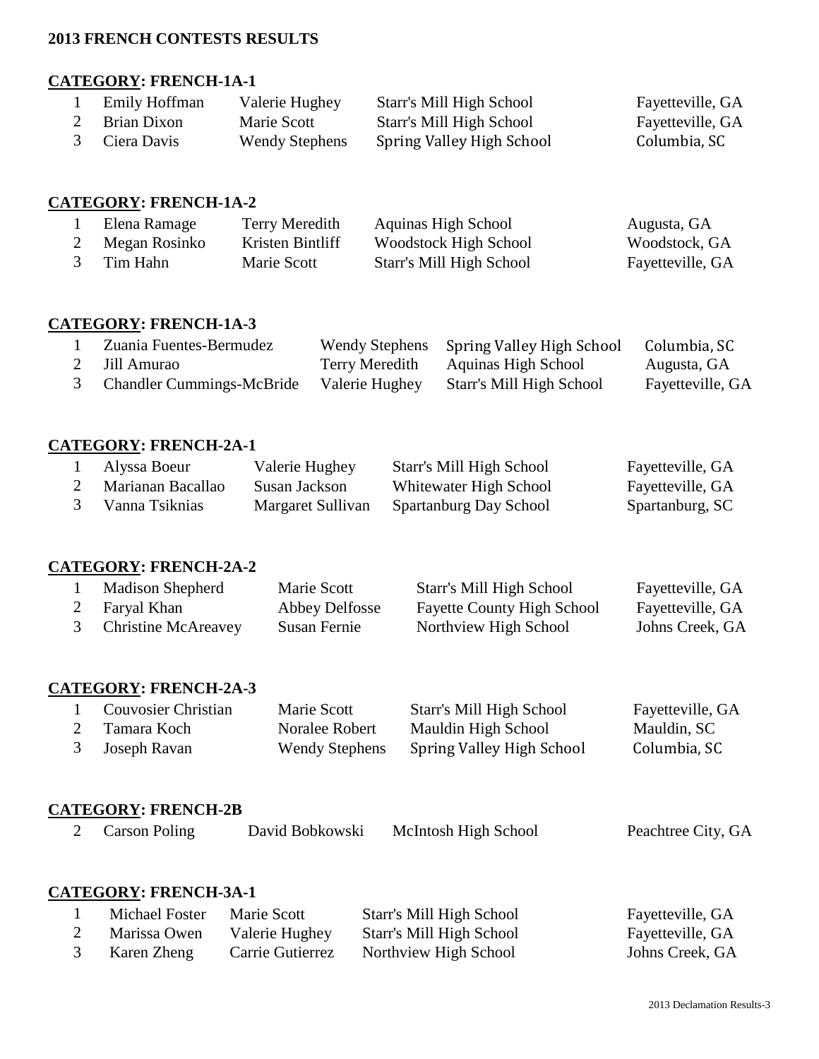**2013 FRENCH CONTESTS RESULTS**

**CATEGORY: FRENCH-1A-1**

| | | | | |
|---|---|---|---|---|
| 1 | Emily Hoffman | Valerie Hughey | Starr's Mill High School | Fayetteville, GA |
| 2 | Brian Dixon | Marie Scott | Starr's Mill High School | Fayetteville, GA |
| 3 | Ciera Davis | Wendy Stephens | Spring Valley High School | Columbia, SC |

**CATEGORY: FRENCH-1A-2**

| | | | | |
|---|---|---|---|---|
| 1 | Elena Ramage | Terry Meredith | Aquinas High School | Augusta, GA |
| 2 | Megan Rosinko | Kristen Bintliff | Woodstock High School | Woodstock, GA |
| 3 | Tim Hahn | Marie Scott | Starr's Mill High School | Fayetteville, GA |

**CATEGORY: FRENCH-1A-3**

| | | | | |
|---|---|---|---|---|
| 1 | Zuania Fuentes-Bermudez | Wendy Stephens | Spring Valley High School | Columbia, SC |
| 2 | Jill Amurao | Terry Meredith | Aquinas High School | Augusta, GA |
| 3 | Chandler Cummings-McBride | Valerie Hughey | Starr's Mill High School | Fayetteville, GA |

**CATEGORY: FRENCH-2A-1**

| | | | | |
|---|---|---|---|---|
| 1 | Alyssa Boeur | Valerie Hughey | Starr's Mill High School | Fayetteville, GA |
| 2 | Marianan Bacallao | Susan Jackson | Whitewater High School | Fayetteville, GA |
| 3 | Vanna Tsiknias | Margaret Sullivan | Spartanburg Day School | Spartanburg, SC |

**CATEGORY: FRENCH-2A-2**

| | | | | |
|---|---|---|---|---|
| 1 | Madison Shepherd | Marie Scott | Starr's Mill High School | Fayetteville, GA |
| 2 | Faryal Khan | Abbey Delfosse | Fayette County High School | Fayetteville, GA |
| 3 | Christine McAreavey | Susan Fernie | Northview High School | Johns Creek, GA |

**CATEGORY: FRENCH-2A-3**

| | | | | |
|---|---|---|---|---|
| 1 | Couvosier Christian | Marie Scott | Starr's Mill High School | Fayetteville, GA |
| 2 | Tamara Koch | Noralee Robert | Mauldin High School | Mauldin, SC |
| 3 | Joseph Ravan | Wendy Stephens | Spring Valley High School | Columbia, SC |

**CATEGORY: FRENCH-2B**

| | | | | |
|---|---|---|---|---|
| 2 | Carson Poling | David Bobkowski | McIntosh High School | Peachtree City, GA |

**CATEGORY: FRENCH-3A-1**

| | | | | |
|---|---|---|---|---|
| 1 | Michael Foster | Marie Scott | Starr's Mill High School | Fayetteville, GA |
| 2 | Marissa Owen | Valerie Hughey | Starr's Mill High School | Fayetteville, GA |
| 3 | Karen Zheng | Carrie Gutierrez | Northview High School | Johns Creek, GA |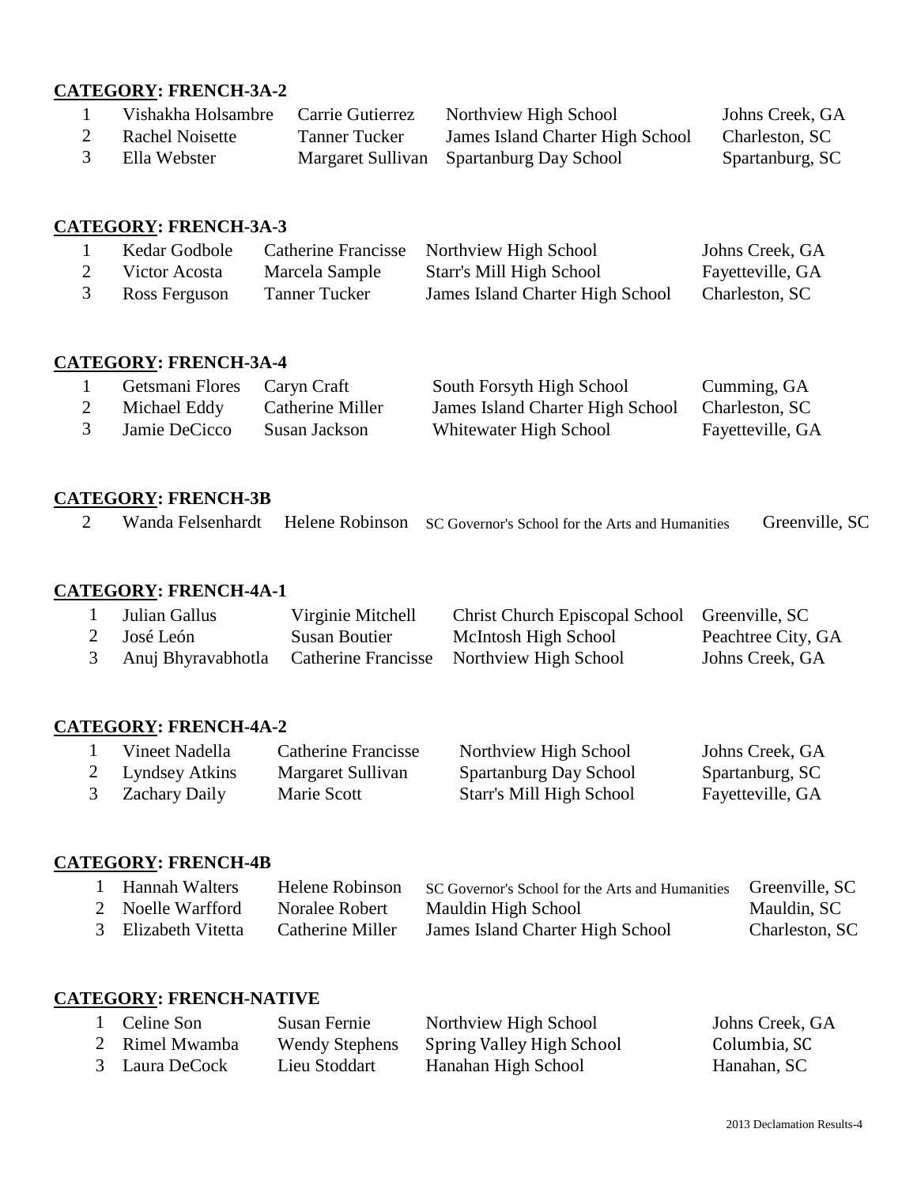**CATEGORY: FRENCH-3A-2**

| | | | | |
|---|---|---|---|---|
| 1 | Vishakha Holsambre | Carrie Gutierrez | Northview High School | Johns Creek, GA |
| 2 | Rachel Noisette | Tanner Tucker | James Island Charter High School | Charleston, SC |
| 3 | Ella Webster | Margaret Sullivan | Spartanburg Day School | Spartanburg, SC |

**CATEGORY: FRENCH-3A-3**

| | | | | |
|---|---|---|---|---|
| 1 | Kedar Godbole | Catherine Francisse | Northview High School | Johns Creek, GA |
| 2 | Victor Acosta | Marcela Sample | Starr's Mill High School | Fayetteville, GA |
| 3 | Ross Ferguson | Tanner Tucker | James Island Charter High School | Charleston, SC |

**CATEGORY: FRENCH-3A-4**

| | | | | |
|---|---|---|---|---|
| 1 | Getsmani Flores | Caryn Craft | South Forsyth High School | Cumming, GA |
| 2 | Michael Eddy | Catherine Miller | James Island Charter High School | Charleston, SC |
| 3 | Jamie DeCicco | Susan Jackson | Whitewater High School | Fayetteville, GA |

**CATEGORY: FRENCH-3B**

| | | | | |
|---|---|---|---|---|
| 2 | Wanda Felsenhardt | Helene Robinson | SC Governor's School for the Arts and Humanities | Greenville, SC |

**CATEGORY: FRENCH-4A-1**

| | | | | |
|---|---|---|---|---|
| 1 | Julian Gallus | Virginie Mitchell | Christ Church Episcopal School | Greenville, SC |
| 2 | José León | Susan Boutier | McIntosh High School | Peachtree City, GA |
| 3 | Anuj Bhyravabhotla | Catherine Francisse | Northview High School | Johns Creek, GA |

**CATEGORY: FRENCH-4A-2**

| | | | | |
|---|---|---|---|---|
| 1 | Vineet Nadella | Catherine Francisse | Northview High School | Johns Creek, GA |
| 2 | Lyndsey Atkins | Margaret Sullivan | Spartanburg Day School | Spartanburg, SC |
| 3 | Zachary Daily | Marie Scott | Starr's Mill High School | Fayetteville, GA |

**CATEGORY: FRENCH-4B**

| | | | | |
|---|---|---|---|---|
| 1 | Hannah Walters | Helene Robinson | SC Governor's School for the Arts and Humanities | Greenville, SC |
| 2 | Noelle Warfford | Noralee Robert | Mauldin High School | Mauldin, SC |
| 3 | Elizabeth Vitetta | Catherine Miller | James Island Charter High School | Charleston, SC |

**CATEGORY: FRENCH-NATIVE**

| | | | | |
|---|---|---|---|---|
| 1 | Celine Son | Susan Fernie | Northview High School | Johns Creek, GA |
| 2 | Rimel Mwamba | Wendy Stephens | Spring Valley High School | Columbia, SC |
| 3 | Laura DeCock | Lieu Stoddart | Hanahan High School | Hanahan, SC |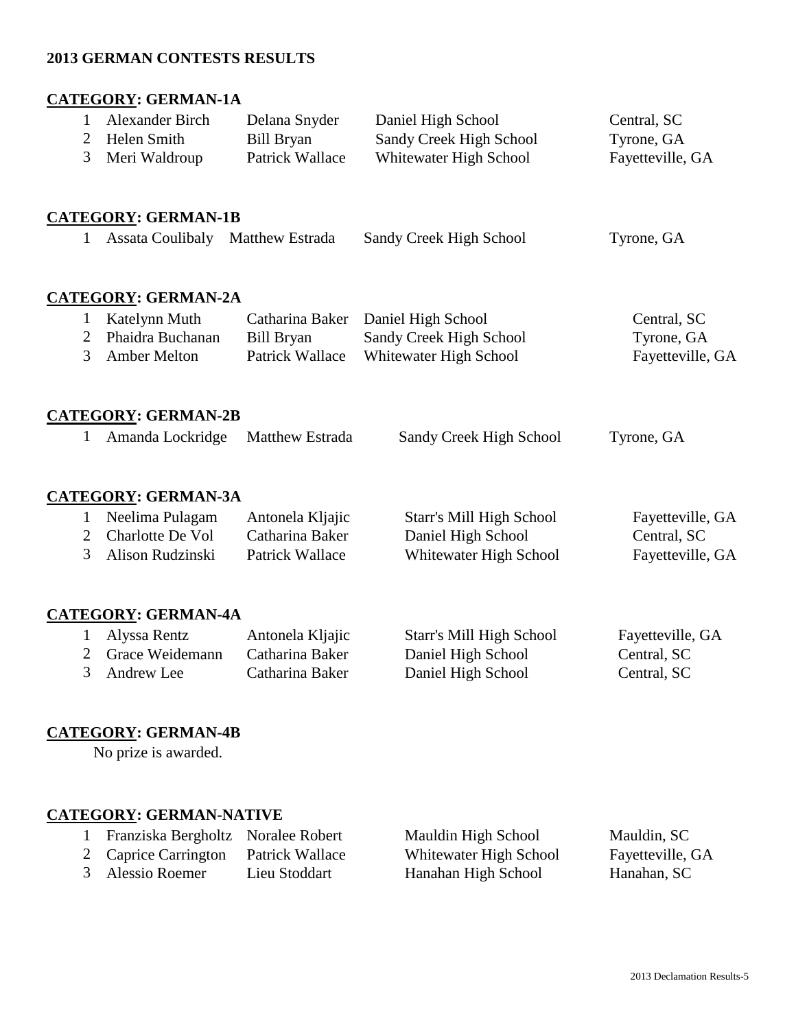**2013 GERMAN CONTESTS RESULTS**

**CATEGORY: GERMAN-1A**

| | | | | |
|---|---|---|---|---|
| 1 | Alexander Birch | Delana Snyder | Daniel High School | Central, SC |
| 2 | Helen Smith | Bill Bryan | Sandy Creek High School | Tyrone, GA |
| 3 | Meri Waldroup | Patrick Wallace | Whitewater High School | Fayetteville, GA |

**CATEGORY: GERMAN-1B**

| | | | | |
|---|---|---|---|---|
| 1 | Assata Coulibaly | Matthew Estrada | Sandy Creek High School | Tyrone, GA |

**CATEGORY: GERMAN-2A**

| | | | | |
|---|---|---|---|---|
| 1 | Katelynn Muth | Catharina Baker | Daniel High School | Central, SC |
| 2 | Phaidra Buchanan | Bill Bryan | Sandy Creek High School | Tyrone, GA |
| 3 | Amber Melton | Patrick Wallace | Whitewater High School | Fayetteville, GA |

**CATEGORY: GERMAN-2B**

| | | | | |
|---|---|---|---|---|
| 1 | Amanda Lockridge | Matthew Estrada | Sandy Creek High School | Tyrone, GA |

**CATEGORY: GERMAN-3A**

| | | | | |
|---|---|---|---|---|
| 1 | Neelima Pulagam | Antonela Kljajic | Starr's Mill High School | Fayetteville, GA |
| 2 | Charlotte De Vol | Catharina Baker | Daniel High School | Central, SC |
| 3 | Alison Rudzinski | Patrick Wallace | Whitewater High School | Fayetteville, GA |

**CATEGORY: GERMAN-4A**

| | | | | |
|---|---|---|---|---|
| 1 | Alyssa Rentz | Antonela Kljajic | Starr's Mill High School | Fayetteville, GA |
| 2 | Grace Weidemann | Catharina Baker | Daniel High School | Central, SC |
| 3 | Andrew Lee | Catharina Baker | Daniel High School | Central, SC |

**CATEGORY: GERMAN-4B**

No prize is awarded.

**CATEGORY: GERMAN-NATIVE**

| | | | | |
|---|---|---|---|---|
| 1 | Franziska Bergholtz | Noralee Robert | Mauldin High School | Mauldin, SC |
| 2 | Caprice Carrington | Patrick Wallace | Whitewater High School | Fayetteville, GA |
| 3 | Alessio Roemer | Lieu Stoddart | Hanahan High School | Hanahan, SC |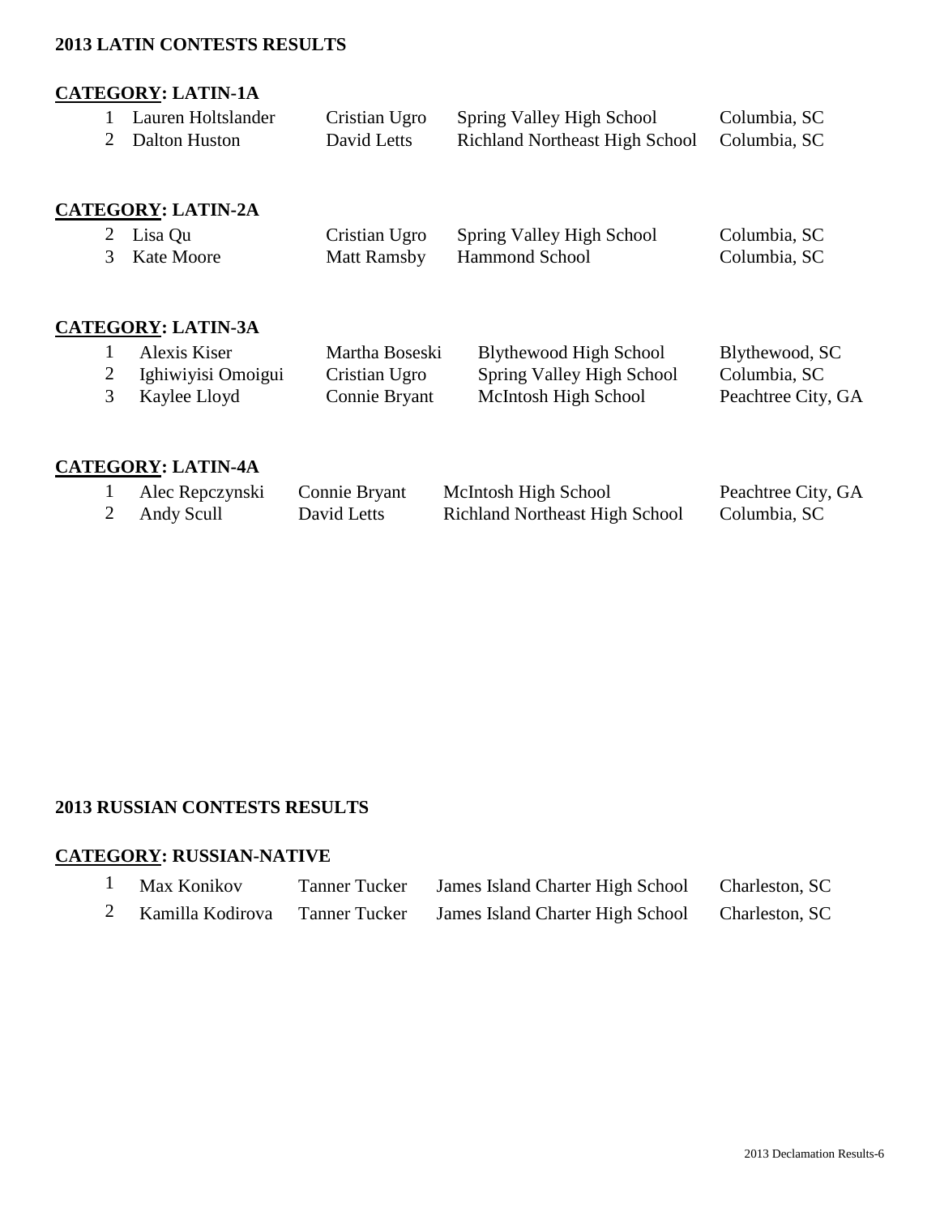## 2013 LATIN CONTESTS RESULTS

### CATEGORY: LATIN-1A

| | | | | |
|---|---|---|---|---|
| 1 | Lauren Holtslander | Cristian Ugro | Spring Valley High School | Columbia, SC |
| 2 | Dalton Huston | David Letts | Richland Northeast High School | Columbia, SC |

### CATEGORY: LATIN-2A

| | | | | |
|---|---|---|---|---|
| 2 | Lisa Qu | Cristian Ugro | Spring Valley High School | Columbia, SC |
| 3 | Kate Moore | Matt Ramsby | Hammond School | Columbia, SC |

### CATEGORY: LATIN-3A

| | | | | |
|---|---|---|---|---|
| 1 | Alexis Kiser | Martha Boseski | Blythewood High School | Blythewood, SC |
| 2 | Ighiwiyisi Omoigui | Cristian Ugro | Spring Valley High School | Columbia, SC |
| 3 | Kaylee Lloyd | Connie Bryant | McIntosh High School | Peachtree City, GA |

### CATEGORY: LATIN-4A

| | | | | |
|---|---|---|---|---|
| 1 | Alec Repczynski | Connie Bryant | McIntosh High School | Peachtree City, GA |
| 2 | Andy Scull | David Letts | Richland Northeast High School | Columbia, SC |

## 2013 RUSSIAN CONTESTS RESULTS

### CATEGORY: RUSSIAN-NATIVE

| | | | | |
|---|---|---|---|---|
| 1 | Max Konikov | Tanner Tucker | James Island Charter High School | Charleston, SC |
| 2 | Kamilla Kodirova | Tanner Tucker | James Island Charter High School | Charleston, SC |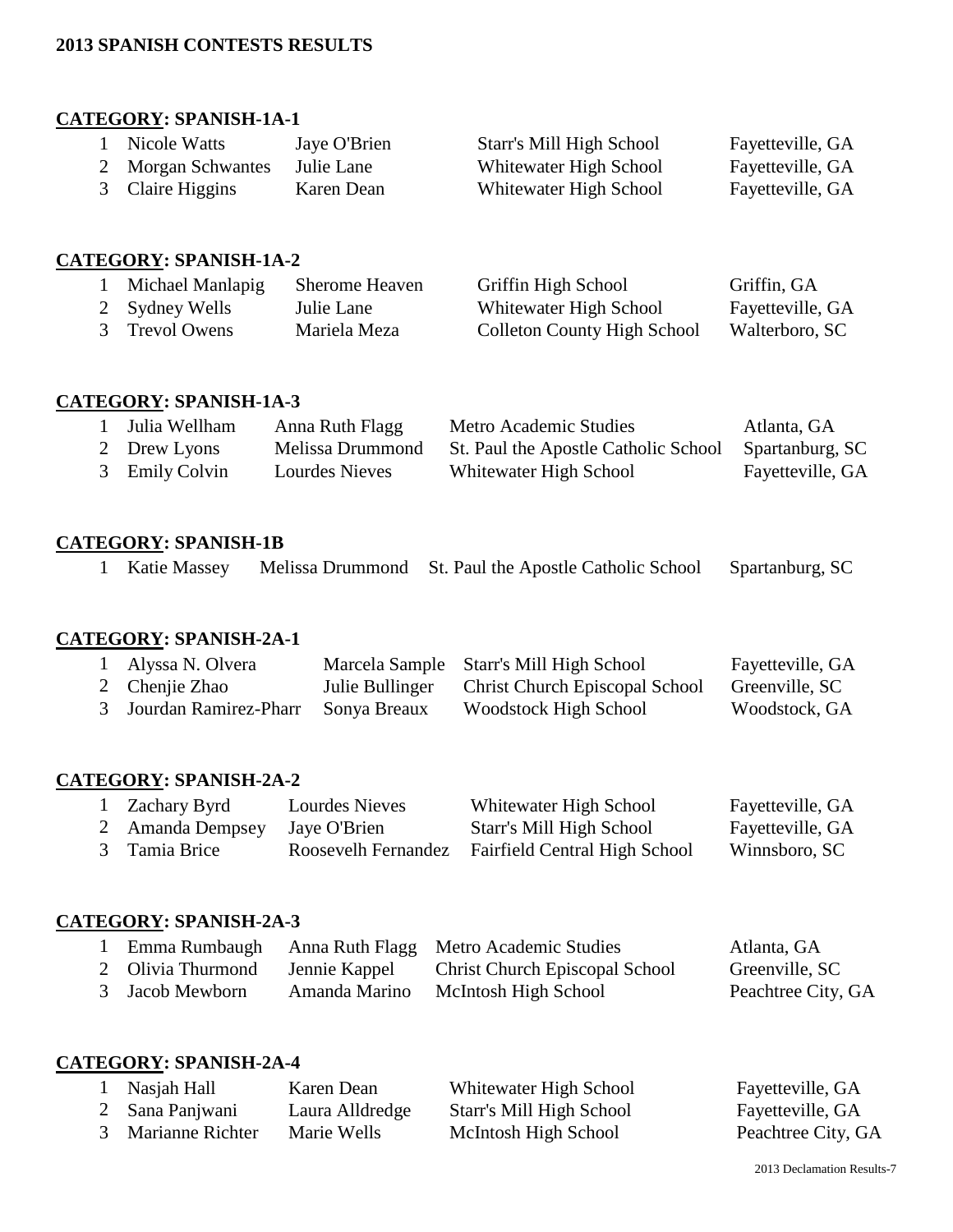**2013 SPANISH CONTESTS RESULTS**

**CATEGORY: SPANISH-1A-1**

| | | | | |
|---|---|---|---|---|
| 1 | Nicole Watts | Jaye O'Brien | Starr's Mill High School | Fayetteville, GA |
| 2 | Morgan Schwantes | Julie Lane | Whitewater High School | Fayetteville, GA |
| 3 | Claire Higgins | Karen Dean | Whitewater High School | Fayetteville, GA |

**CATEGORY: SPANISH-1A-2**

| | | | | |
|---|---|---|---|---|
| 1 | Michael Manlapig | Sherome Heaven | Griffin High School | Griffin, GA |
| 2 | Sydney Wells | Julie Lane | Whitewater High School | Fayetteville, GA |
| 3 | Trevol Owens | Mariela Meza | Colleton County High School | Walterboro, SC |

**CATEGORY: SPANISH-1A-3**

| | | | | |
|---|---|---|---|---|
| 1 | Julia Wellham | Anna Ruth Flagg | Metro Academic Studies | Atlanta, GA |
| 2 | Drew Lyons | Melissa Drummond | St. Paul the Apostle Catholic School | Spartanburg, SC |
| 3 | Emily Colvin | Lourdes Nieves | Whitewater High School | Fayetteville, GA |

**CATEGORY: SPANISH-1B**

| | | | | |
|---|---|---|---|---|
| 1 | Katie Massey | Melissa Drummond | St. Paul the Apostle Catholic School | Spartanburg, SC |

**CATEGORY: SPANISH-2A-1**

| | | | | |
|---|---|---|---|---|
| 1 | Alyssa N. Olvera | Marcela Sample | Starr's Mill High School | Fayetteville, GA |
| 2 | Chenjie Zhao | Julie Bullinger | Christ Church Episcopal School | Greenville, SC |
| 3 | Jourdan Ramirez-Pharr | Sonya Breaux | Woodstock High School | Woodstock, GA |

**CATEGORY: SPANISH-2A-2**

| | | | | |
|---|---|---|---|---|
| 1 | Zachary Byrd | Lourdes Nieves | Whitewater High School | Fayetteville, GA |
| 2 | Amanda Dempsey | Jaye O'Brien | Starr's Mill High School | Fayetteville, GA |
| 3 | Tamia Brice | Roosevelh Fernandez | Fairfield Central High School | Winnsboro, SC |

**CATEGORY: SPANISH-2A-3**

| | | | | |
|---|---|---|---|---|
| 1 | Emma Rumbaugh | Anna Ruth Flagg | Metro Academic Studies | Atlanta, GA |
| 2 | Olivia Thurmond | Jennie Kappel | Christ Church Episcopal School | Greenville, SC |
| 3 | Jacob Mewborn | Amanda Marino | McIntosh High School | Peachtree City, GA |

**CATEGORY: SPANISH-2A-4**

| | | | | |
|---|---|---|---|---|
| 1 | Nasjah Hall | Karen Dean | Whitewater High School | Fayetteville, GA |
| 2 | Sana Panjwani | Laura Alldredge | Starr's Mill High School | Fayetteville, GA |
| 3 | Marianne Richter | Marie Wells | McIntosh High School | Peachtree City, GA |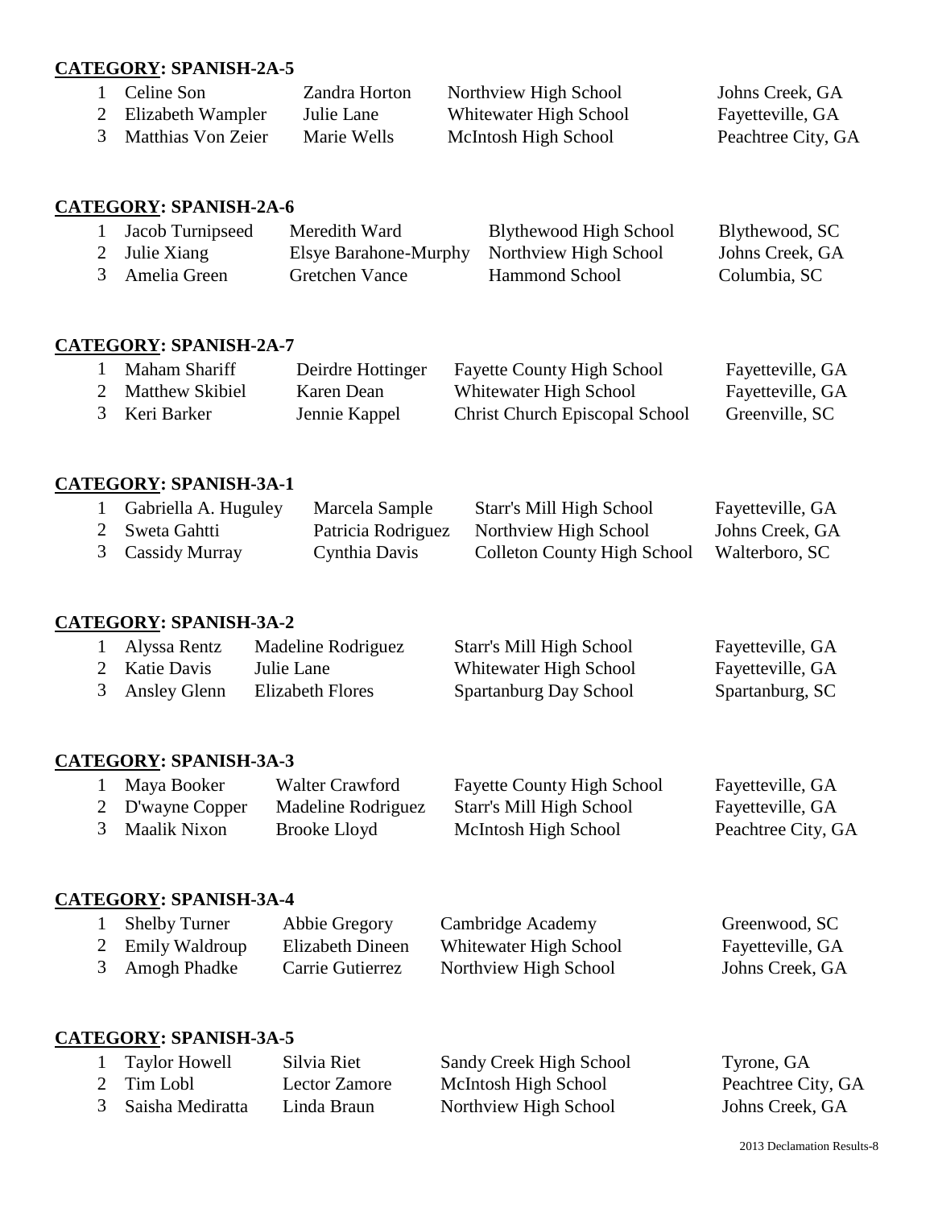**CATEGORY: SPANISH-2A-5**

| | | | | |
|---|---|---|---|---|
| 1 | Celine Son | Zandra Horton | Northview High School | Johns Creek, GA |
| 2 | Elizabeth Wampler | Julie Lane | Whitewater High School | Fayetteville, GA |
| 3 | Matthias Von Zeier | Marie Wells | McIntosh High School | Peachtree City, GA |

**CATEGORY: SPANISH-2A-6**

| | | | | |
|---|---|---|---|---|
| 1 | Jacob Turnipseed | Meredith Ward | Blythewood High School | Blythewood, SC |
| 2 | Julie Xiang | Elsye Barahone-Murphy | Northview High School | Johns Creek, GA |
| 3 | Amelia Green | Gretchen Vance | Hammond School | Columbia, SC |

**CATEGORY: SPANISH-2A-7**

| | | | | |
|---|---|---|---|---|
| 1 | Maham Shariff | Deirdre Hottinger | Fayette County High School | Fayetteville, GA |
| 2 | Matthew Skibiel | Karen Dean | Whitewater High School | Fayetteville, GA |
| 3 | Keri Barker | Jennie Kappel | Christ Church Episcopal School | Greenville, SC |

**CATEGORY: SPANISH-3A-1**

| | | | | |
|---|---|---|---|---|
| 1 | Gabriella A. Huguley | Marcela Sample | Starr's Mill High School | Fayetteville, GA |
| 2 | Sweta Gahtti | Patricia Rodriguez | Northview High School | Johns Creek, GA |
| 3 | Cassidy Murray | Cynthia Davis | Colleton County High School | Walterboro, SC |

**CATEGORY: SPANISH-3A-2**

| | | | | |
|---|---|---|---|---|
| 1 | Alyssa Rentz | Madeline Rodriguez | Starr's Mill High School | Fayetteville, GA |
| 2 | Katie Davis | Julie Lane | Whitewater High School | Fayetteville, GA |
| 3 | Ansley Glenn | Elizabeth Flores | Spartanburg Day School | Spartanburg, SC |

**CATEGORY: SPANISH-3A-3**

| | | | | |
|---|---|---|---|---|
| 1 | Maya Booker | Walter Crawford | Fayette County High School | Fayetteville, GA |
| 2 | D'wayne Copper | Madeline Rodriguez | Starr's Mill High School | Fayetteville, GA |
| 3 | Maalik Nixon | Brooke Lloyd | McIntosh High School | Peachtree City, GA |

**CATEGORY: SPANISH-3A-4**

| | | | | |
|---|---|---|---|---|
| 1 | Shelby Turner | Abbie Gregory | Cambridge Academy | Greenwood, SC |
| 2 | Emily Waldroup | Elizabeth Dineen | Whitewater High School | Fayetteville, GA |
| 3 | Amogh Phadke | Carrie Gutierrez | Northview High School | Johns Creek, GA |

**CATEGORY: SPANISH-3A-5**

| | | | | |
|---|---|---|---|---|
| 1 | Taylor Howell | Silvia Riet | Sandy Creek High School | Tyrone, GA |
| 2 | Tim Lobl | Lector Zamore | McIntosh High School | Peachtree City, GA |
| 3 | Saisha Mediratta | Linda Braun | Northview High School | Johns Creek, GA |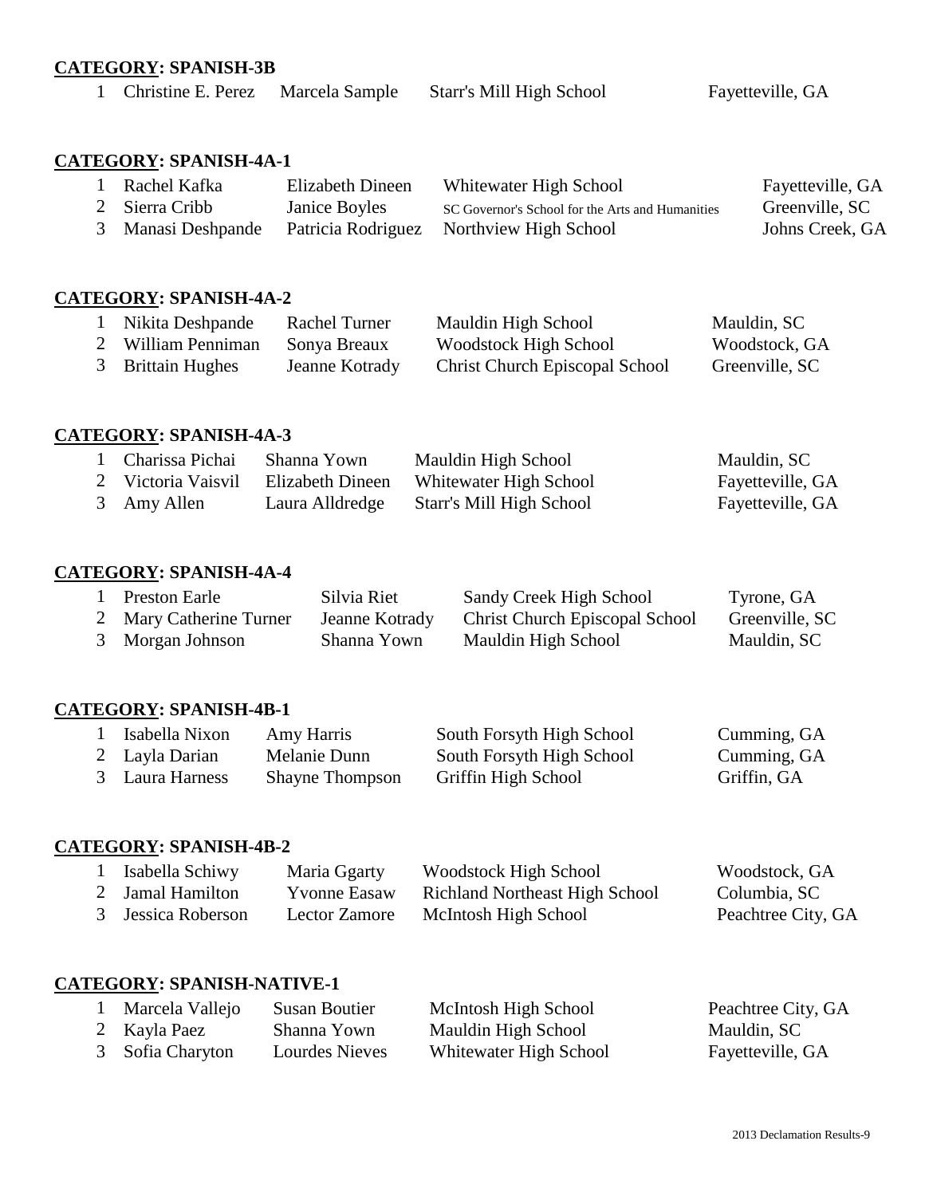**CATEGORY: SPANISH-3B**

| | | | | |
|---|---|---|---|---|
| 1 | Christine E. Perez | Marcela Sample | Starr's Mill High School | Fayetteville, GA |

**CATEGORY: SPANISH-4A-1**

| | | | | |
|---|---|---|---|---|
| 1 | Rachel Kafka | Elizabeth Dineen | Whitewater High School | Fayetteville, GA |
| 2 | Sierra Cribb | Janice Boyles | SC Governor's School for the Arts and Humanities | Greenville, SC |
| 3 | Manasi Deshpande | Patricia Rodriguez | Northview High School | Johns Creek, GA |

**CATEGORY: SPANISH-4A-2**

| | | | | |
|---|---|---|---|---|
| 1 | Nikita Deshpande | Rachel Turner | Mauldin High School | Mauldin, SC |
| 2 | William Penniman | Sonya Breaux | Woodstock High School | Woodstock, GA |
| 3 | Brittain Hughes | Jeanne Kotrady | Christ Church Episcopal School | Greenville, SC |

**CATEGORY: SPANISH-4A-3**

| | | | | |
|---|---|---|---|---|
| 1 | Charissa Pichai | Shanna Yown | Mauldin High School | Mauldin, SC |
| 2 | Victoria Vaisvil | Elizabeth Dineen | Whitewater High School | Fayetteville, GA |
| 3 | Amy Allen | Laura Alldredge | Starr's Mill High School | Fayetteville, GA |

**CATEGORY: SPANISH-4A-4**

| | | | | |
|---|---|---|---|---|
| 1 | Preston Earle | Silvia Riet | Sandy Creek High School | Tyrone, GA |
| 2 | Mary Catherine Turner | Jeanne Kotrady | Christ Church Episcopal School | Greenville, SC |
| 3 | Morgan Johnson | Shanna Yown | Mauldin High School | Mauldin, SC |

**CATEGORY: SPANISH-4B-1**

| | | | | |
|---|---|---|---|---|
| 1 | Isabella Nixon | Amy Harris | South Forsyth High School | Cumming, GA |
| 2 | Layla Darian | Melanie Dunn | South Forsyth High School | Cumming, GA |
| 3 | Laura Harness | Shayne Thompson | Griffin High School | Griffin, GA |

**CATEGORY: SPANISH-4B-2**

| | | | | |
|---|---|---|---|---|
| 1 | Isabella Schiwy | Maria Ggarty | Woodstock High School | Woodstock, GA |
| 2 | Jamal Hamilton | Yvonne Easaw | Richland Northeast High School | Columbia, SC |
| 3 | Jessica Roberson | Lector Zamore | McIntosh High School | Peachtree City, GA |

**CATEGORY: SPANISH-NATIVE-1**

| | | | | |
|---|---|---|---|---|
| 1 | Marcela Vallejo | Susan Boutier | McIntosh High School | Peachtree City, GA |
| 2 | Kayla Paez | Shanna Yown | Mauldin High School | Mauldin, SC |
| 3 | Sofia Charyton | Lourdes Nieves | Whitewater High School | Fayetteville, GA |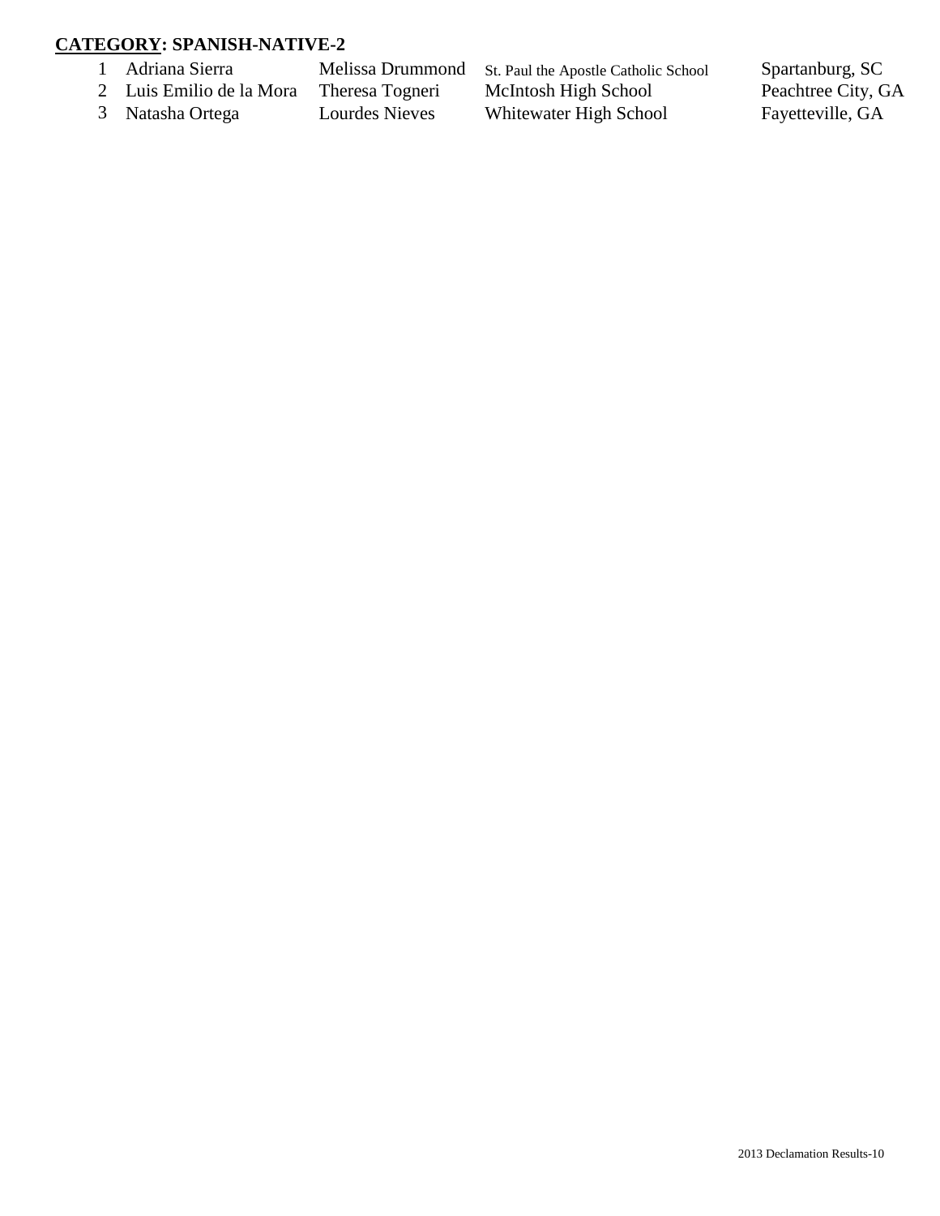**<u>CATEGORY</u>: SPANISH-NATIVE-2**

| | | | | |
|---|---|---|---|---|
| 1 | Adriana Sierra | Melissa Drummond | St. Paul the Apostle Catholic School | Spartanburg, SC |
| 2 | Luis Emilio de la Mora | Theresa Togneri | McIntosh High School | Peachtree City, GA |
| 3 | Natasha Ortega | Lourdes Nieves | Whitewater High School | Fayetteville, GA |